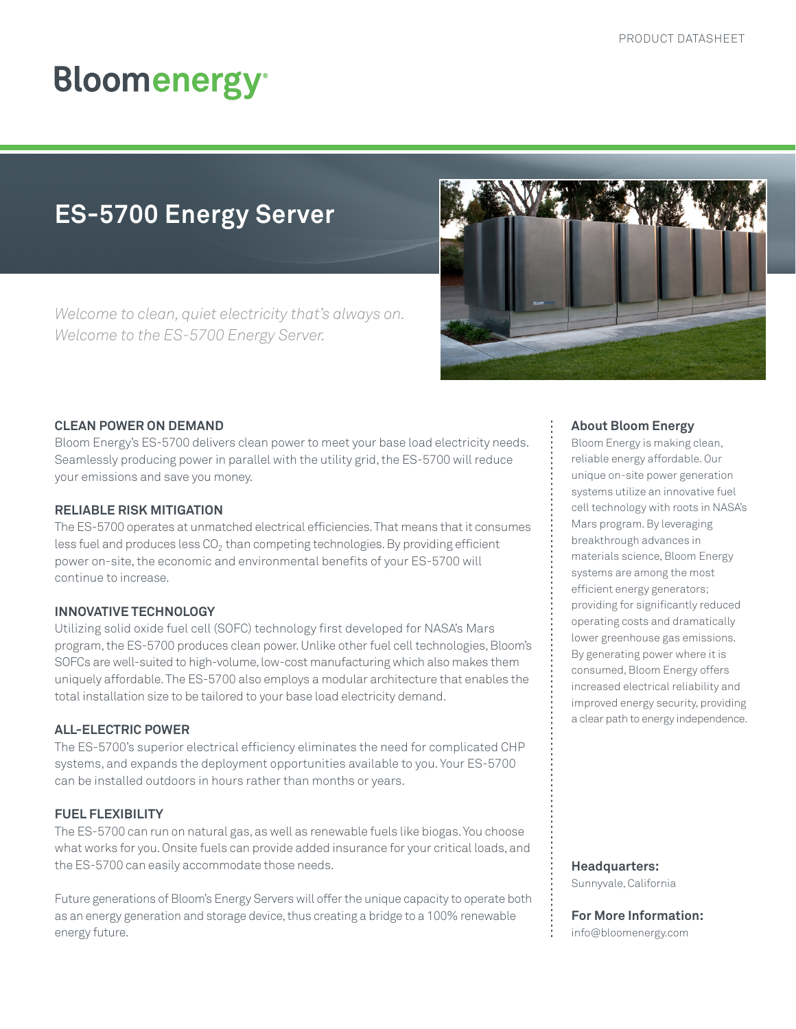PRODUCT DATASHEET

Bloomenergy®

# ES-5700 Energy Server

*Welcome to clean, quiet electricity that's always on.*
*Welcome to the ES-5700 Energy Server.*

### CLEAN POWER ON DEMAND

Bloom Energy's ES-5700 delivers clean power to meet your base load electricity needs. Seamlessly producing power in parallel with the utility grid, the ES-5700 will reduce your emissions and save you money.

### RELIABLE RISK MITIGATION

The ES-5700 operates at unmatched electrical efficiencies. That means that it consumes less fuel and produces less $CO_2$ than competing technologies. By providing efficient power on-site, the economic and environmental benefits of your ES-5700 will continue to increase.

### INNOVATIVE TECHNOLOGY

Utilizing solid oxide fuel cell (SOFC) technology first developed for NASA's Mars program, the ES-5700 produces clean power. Unlike other fuel cell technologies, Bloom's SOFCs are well-suited to high-volume, low-cost manufacturing which also makes them uniquely affordable. The ES-5700 also employs a modular architecture that enables the total installation size to be tailored to your base load electricity demand.

### ALL-ELECTRIC POWER

The ES-5700's superior electrical efficiency eliminates the need for complicated CHP systems, and expands the deployment opportunities available to you. Your ES-5700 can be installed outdoors in hours rather than months or years.

### FUEL FLEXIBILITY

The ES-5700 can run on natural gas, as well as renewable fuels like biogas. You choose what works for you. Onsite fuels can provide added insurance for your critical loads, and the ES-5700 can easily accommodate those needs.

Future generations of Bloom's Energy Servers will offer the unique capacity to operate both as an energy generation and storage device, thus creating a bridge to a 100% renewable energy future.

### About Bloom Energy

Bloom Energy is making clean, reliable energy affordable. Our unique on-site power generation systems utilize an innovative fuel cell technology with roots in NASA's Mars program. By leveraging breakthrough advances in materials science, Bloom Energy systems are among the most efficient energy generators; providing for significantly reduced operating costs and dramatically lower greenhouse gas emissions. By generating power where it is consumed, Bloom Energy offers increased electrical reliability and improved energy security, providing a clear path to energy independence.

**Headquarters:**
Sunnyvale, California

**For More Information:**
info@bloomenergy.com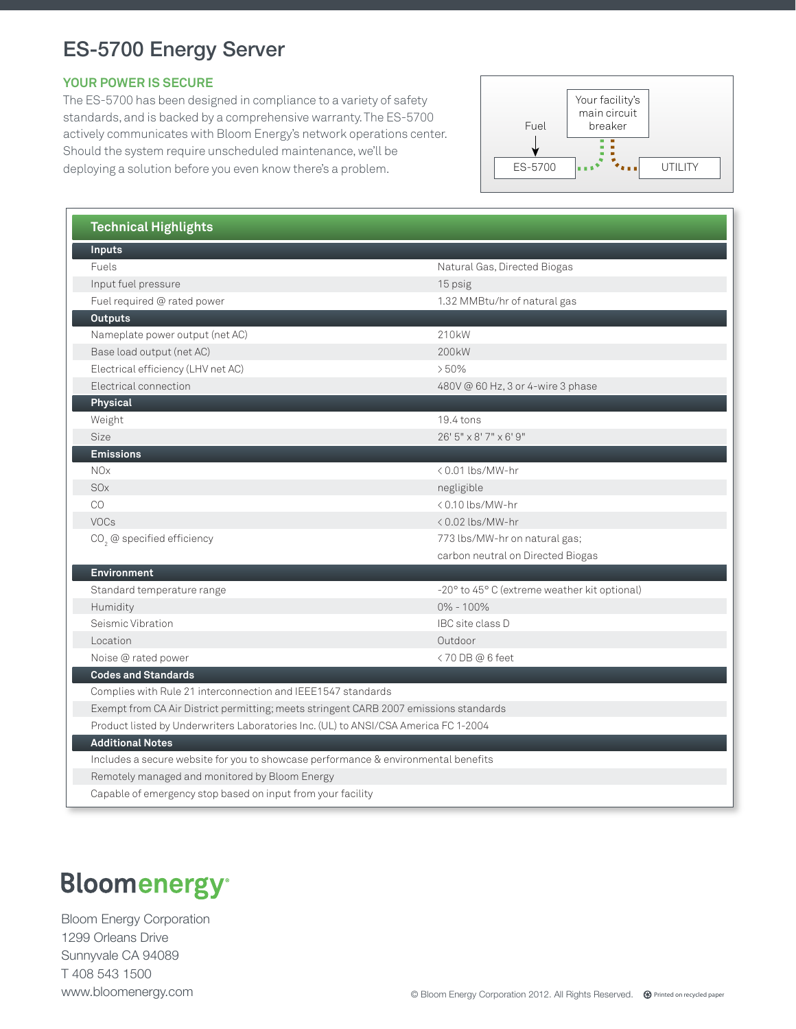# ES-5700 Energy Server

## YOUR POWER IS SECURE

The ES-5700 has been designed in compliance to a variety of safety standards, and is backed by a comprehensive warranty. The ES-5700 actively communicates with Bloom Energy's network operations center. Should the system require unscheduled maintenance, we'll be deploying a solution before you even know there's a problem.

Fuel

ES-5700

Your facility's main circuit breaker

UTILITY

## Technical Highlights

| | |
|---|---|
| **Inputs** | |
| Fuels | Natural Gas, Directed Biogas |
| Input fuel pressure | 15 psig |
| Fuel required @ rated power | 1.32 MMBtu/hr of natural gas |
| **Outputs** | |
| Nameplate power output (net AC) | 210kW |
| Base load output (net AC) | 200kW |
| Electrical efficiency (LHV net AC) | > 50% |
| Electrical connection | 480V @ 60 Hz, 3 or 4-wire 3 phase |
| **Physical** | |
| Weight | 19.4 tons |
| Size | 26' 5" x 8' 7" x 6' 9" |
| **Emissions** | |
| NOx | < 0.01 lbs/MW-hr |
| SOx | negligible |
| CO | < 0.10 lbs/MW-hr |
| VOCs | < 0.02 lbs/MW-hr |
| $CO_2$ @ specified efficiency | 773 lbs/MW-hr on natural gas; carbon neutral on Directed Biogas |
| **Environment** | |
| Standard temperature range | -20° to 45° C (extreme weather kit optional) |
| Humidity | 0% - 100% |
| Seismic Vibration | IBC site class D |
| Location | Outdoor |
| Noise @ rated power | < 70 DB @ 6 feet |
| **Codes and Standards** | |
| Complies with Rule 21 interconnection and IEEE1547 standards | |
| Exempt from CA Air District permitting; meets stringent CARB 2007 emissions standards | |
| Product listed by Underwriters Laboratories Inc. (UL) to ANSI/CSA America FC 1-2004 | |
| **Additional Notes** | |
| Includes a secure website for you to showcase performance & environmental benefits | |
| Remotely managed and monitored by Bloom Energy | |
| Capable of emergency stop based on input from your facility | |

Bloomenergy®

Bloom Energy Corporation
1299 Orleans Drive
Sunnyvale CA 94089
T 408 543 1500
www.bloomenergy.com

© Bloom Energy Corporation 2012. All Rights Reserved. Printed on recycled paper